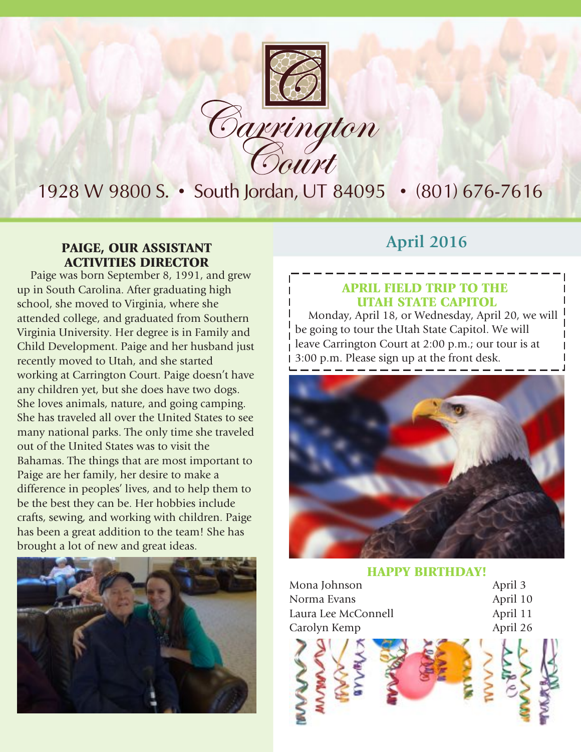# Carrington Court

1928 W 9800 S. • South Jordan, UT 84095 • (801) 676-7616

## April 2016

### PAIGE, OUR ASSISTANT ACTIVITIES DIRECTOR

Paige was born September 8, 1991, and grew up in South Carolina. After graduating high school, she moved to Virginia, where she attended college, and graduated from Southern Virginia University. Her degree is in Family and Child Development. Paige and her husband just recently moved to Utah, and she started working at Carrington Court. Paige doesn't have any children yet, but she does have two dogs. She loves animals, nature, and going camping. She has traveled all over the United States to see many national parks. The only time she traveled out of the United States was to visit the Bahamas. The things that are most important to Paige are her family, her desire to make a difference in peoples' lives, and to help them to be the best they can be. Her hobbies include crafts, sewing, and working with children. Paige has been a great addition to the team! She has brought a lot of new and great ideas.

### APRIL FIELD TRIP TO THE UTAH STATE CAPITOL

Monday, April 18, or Wednesday, April 20, we will be going to tour the Utah State Capitol. We will leave Carrington Court at 2:00 p.m.; our tour is at 3:00 p.m. Please sign up at the front desk.

### HAPPY BIRTHDAY!

| Name | Date |
| --- | --- |
| Mona Johnson | April 3 |
| Norma Evans | April 10 |
| Laura Lee McConnell | April 11 |
| Carolyn Kemp | April 26 |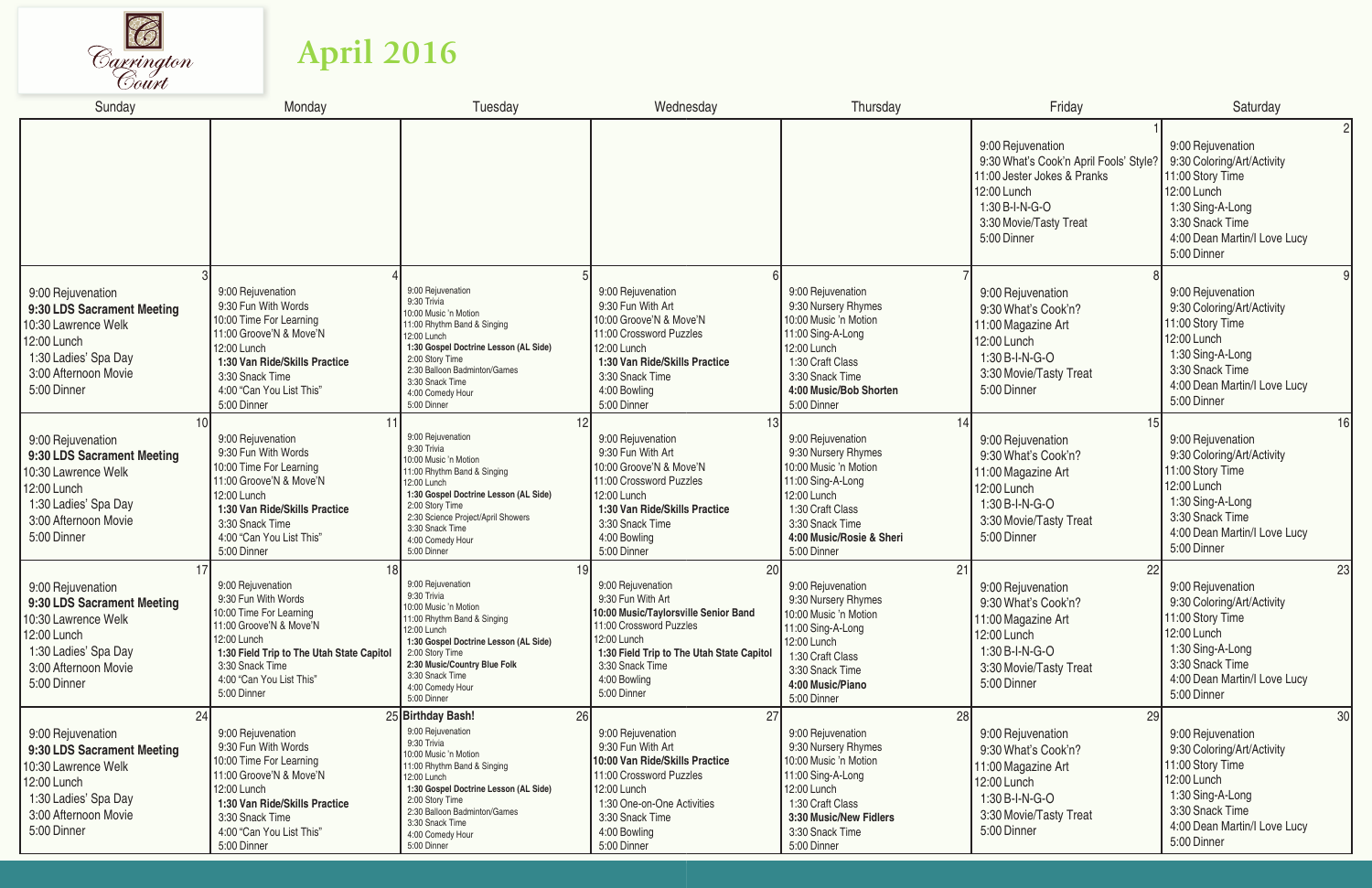Carrington Court

# April 2016

| Sunday | Monday | Tuesday | Wednesday | Thursday | Friday | Saturday |
|---|---|---|---|---|---|---|
| | | | | | 1<br>9:00 Rejuvenation<br>9:30 What's Cook'n April Fools' Style?<br>11:00 Jester Jokes & Pranks<br>12:00 Lunch<br>1:30 B-I-N-G-O<br>3:30 Movie/Tasty Treat<br>5:00 Dinner | 2<br>9:00 Rejuvenation<br>9:30 Coloring/Art/Activity<br>11:00 Story Time<br>12:00 Lunch<br>1:30 Sing-A-Long<br>3:30 Snack Time<br>4:00 Dean Martin/I Love Lucy<br>5:00 Dinner |
| 3<br>9:00 Rejuvenation<br>**9:30 LDS Sacrament Meeting**<br>10:30 Lawrence Welk<br>12:00 Lunch<br>1:30 Ladies' Spa Day<br>3:00 Afternoon Movie<br>5:00 Dinner | 4<br>9:00 Rejuvenation<br>9:30 Fun With Words<br>10:00 Time For Learning<br>11:00 Groove'N & Move'N<br>12:00 Lunch<br>**1:30 Van Ride/Skills Practice**<br>3:30 Snack Time<br>4:00 "Can You List This"<br>5:00 Dinner | 5<br>9:00 Rejuvenation<br>9:30 Trivia<br>10:00 Music 'n Motion<br>11:00 Rhythm Band & Singing<br>12:00 Lunch<br>**1:30 Gospel Doctrine Lesson (AL Side)**<br>2:00 Story Time<br>2:30 Balloon Badminton/Games<br>3:30 Snack Time<br>4:00 Comedy Hour<br>5:00 Dinner | 6<br>9:00 Rejuvenation<br>9:30 Fun With Art<br>10:00 Groove'N & Move'N<br>11:00 Crossword Puzzles<br>12:00 Lunch<br>**1:30 Van Ride/Skills Practice**<br>3:30 Snack Time<br>4:00 Bowling<br>5:00 Dinner | 7<br>9:00 Rejuvenation<br>9:30 Nursery Rhymes<br>10:00 Music 'n Motion<br>11:00 Sing-A-Long<br>12:00 Lunch<br>1:30 Craft Class<br>3:30 Snack Time<br>**4:00 Music/Bob Shorten**<br>5:00 Dinner | 8<br>9:00 Rejuvenation<br>9:30 What's Cook'n?<br>11:00 Magazine Art<br>12:00 Lunch<br>1:30 B-I-N-G-O<br>3:30 Movie/Tasty Treat<br>5:00 Dinner | 9<br>9:00 Rejuvenation<br>9:30 Coloring/Art/Activity<br>11:00 Story Time<br>12:00 Lunch<br>1:30 Sing-A-Long<br>3:30 Snack Time<br>4:00 Dean Martin/I Love Lucy<br>5:00 Dinner |
| 10<br>9:00 Rejuvenation<br>**9:30 LDS Sacrament Meeting**<br>10:30 Lawrence Welk<br>12:00 Lunch<br>1:30 Ladies' Spa Day<br>3:00 Afternoon Movie<br>5:00 Dinner | 11<br>9:00 Rejuvenation<br>9:30 Fun With Words<br>10:00 Time For Learning<br>11:00 Groove'N & Move'N<br>12:00 Lunch<br>**1:30 Van Ride/Skills Practice**<br>3:30 Snack Time<br>4:00 "Can You List This"<br>5:00 Dinner | 12<br>9:00 Rejuvenation<br>9:30 Trivia<br>10:00 Music 'n Motion<br>11:00 Rhythm Band & Singing<br>12:00 Lunch<br>**1:30 Gospel Doctrine Lesson (AL Side)**<br>2:00 Story Time<br>2:30 Science Project/April Showers<br>3:30 Snack Time<br>4:00 Comedy Hour<br>5:00 Dinner | 13<br>9:00 Rejuvenation<br>9:30 Fun With Art<br>10:00 Groove'N & Move'N<br>11:00 Crossword Puzzles<br>12:00 Lunch<br>**1:30 Van Ride/Skills Practice**<br>3:30 Snack Time<br>4:00 Bowling<br>5:00 Dinner | 14<br>9:00 Rejuvenation<br>9:30 Nursery Rhymes<br>10:00 Music 'n Motion<br>11:00 Sing-A-Long<br>12:00 Lunch<br>1:30 Craft Class<br>3:30 Snack Time<br>**4:00 Music/Rosie & Sheri**<br>5:00 Dinner | 15<br>9:00 Rejuvenation<br>9:30 What's Cook'n?<br>11:00 Magazine Art<br>12:00 Lunch<br>1:30 B-I-N-G-O<br>3:30 Movie/Tasty Treat<br>5:00 Dinner | 16<br>9:00 Rejuvenation<br>9:30 Coloring/Art/Activity<br>11:00 Story Time<br>12:00 Lunch<br>1:30 Sing-A-Long<br>3:30 Snack Time<br>4:00 Dean Martin/I Love Lucy<br>5:00 Dinner |
| 17<br>9:00 Rejuvenation<br>**9:30 LDS Sacrament Meeting**<br>10:30 Lawrence Welk<br>12:00 Lunch<br>1:30 Ladies' Spa Day<br>3:00 Afternoon Movie<br>5:00 Dinner | 18<br>9:00 Rejuvenation<br>9:30 Fun With Words<br>10:00 Time For Learning<br>11:00 Groove'N & Move'N<br>12:00 Lunch<br>**1:30 Field Trip to The Utah State Capitol**<br>3:30 Snack Time<br>4:00 "Can You List This"<br>5:00 Dinner | 19<br>9:00 Rejuvenation<br>9:30 Trivia<br>10:00 Music 'n Motion<br>11:00 Rhythm Band & Singing<br>12:00 Lunch<br>**1:30 Gospel Doctrine Lesson (AL Side)**<br>2:00 Story Time<br>**2:30 Music/Country Blue Folk**<br>3:30 Snack Time<br>4:00 Comedy Hour<br>5:00 Dinner | 20<br>9:00 Rejuvenation<br>9:30 Fun With Art<br>**10:00 Music/Taylorsville Senior Band**<br>11:00 Crossword Puzzles<br>12:00 Lunch<br>**1:30 Field Trip to The Utah State Capitol**<br>3:30 Snack Time<br>4:00 Bowling<br>5:00 Dinner | 21<br>9:00 Rejuvenation<br>9:30 Nursery Rhymes<br>10:00 Music 'n Motion<br>11:00 Sing-A-Long<br>12:00 Lunch<br>1:30 Craft Class<br>3:30 Snack Time<br>**4:00 Music/Piano**<br>5:00 Dinner | 22<br>9:00 Rejuvenation<br>9:30 What's Cook'n?<br>11:00 Magazine Art<br>12:00 Lunch<br>1:30 B-I-N-G-O<br>3:30 Movie/Tasty Treat<br>5:00 Dinner | 23<br>9:00 Rejuvenation<br>9:30 Coloring/Art/Activity<br>11:00 Story Time<br>12:00 Lunch<br>1:30 Sing-A-Long<br>3:30 Snack Time<br>4:00 Dean Martin/I Love Lucy<br>5:00 Dinner |
| 24<br>9:00 Rejuvenation<br>**9:30 LDS Sacrament Meeting**<br>10:30 Lawrence Welk<br>12:00 Lunch<br>1:30 Ladies' Spa Day<br>3:00 Afternoon Movie<br>5:00 Dinner | 25<br>9:00 Rejuvenation<br>9:30 Fun With Words<br>10:00 Time For Learning<br>11:00 Groove'N & Move'N<br>12:00 Lunch<br>**1:30 Van Ride/Skills Practice**<br>3:30 Snack Time<br>4:00 "Can You List This"<br>5:00 Dinner | 26 **Birthday Bash!**<br>9:00 Rejuvenation<br>9:30 Trivia<br>10:00 Music 'n Motion<br>11:00 Rhythm Band & Singing<br>12:00 Lunch<br>**1:30 Gospel Doctrine Lesson (AL Side)**<br>2:00 Story Time<br>2:30 Balloon Badminton/Games<br>3:30 Snack Time<br>4:00 Comedy Hour<br>5:00 Dinner | 27<br>9:00 Rejuvenation<br>9:30 Fun With Art<br>**10:00 Van Ride/Skills Practice**<br>11:00 Crossword Puzzles<br>12:00 Lunch<br>1:30 One-on-One Activities<br>3:30 Snack Time<br>4:00 Bowling<br>5:00 Dinner | 28<br>9:00 Rejuvenation<br>9:30 Nursery Rhymes<br>10:00 Music 'n Motion<br>11:00 Sing-A-Long<br>12:00 Lunch<br>1:30 Craft Class<br>**3:30 Music/New Fidlers**<br>3:30 Snack Time<br>5:00 Dinner | 29<br>9:00 Rejuvenation<br>9:30 What's Cook'n?<br>11:00 Magazine Art<br>12:00 Lunch<br>1:30 B-I-N-G-O<br>3:30 Movie/Tasty Treat<br>5:00 Dinner | 30<br>9:00 Rejuvenation<br>9:30 Coloring/Art/Activity<br>11:00 Story Time<br>12:00 Lunch<br>1:30 Sing-A-Long<br>3:30 Snack Time<br>4:00 Dean Martin/I Love Lucy<br>5:00 Dinner |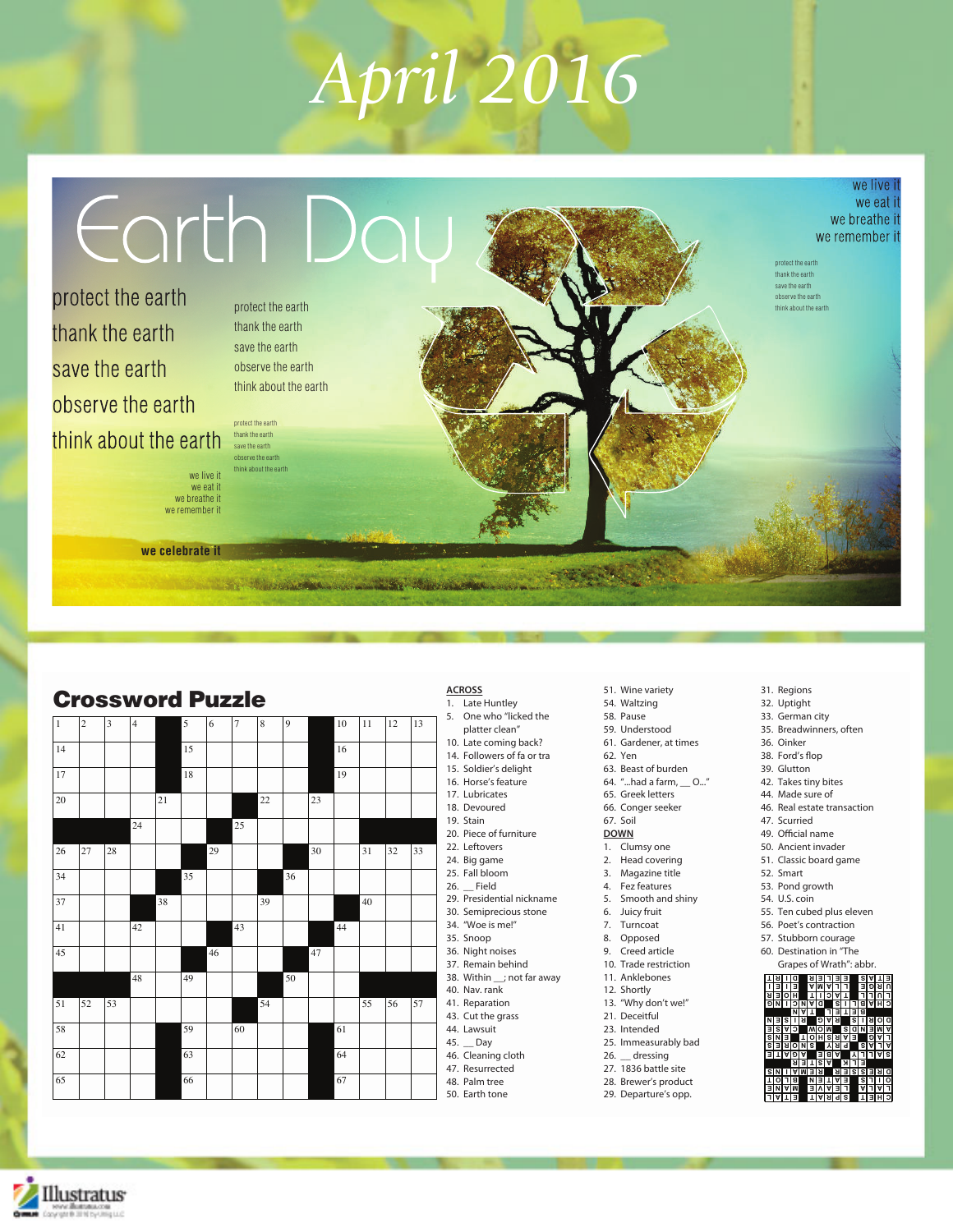# April 2016

# Earth Day

protect the earth
thank the earth
save the earth
observe the earth
think about the earth

protect the earth
thank the earth
save the earth
observe the earth
think about the earth

protect the earth
thank the earth
save the earth
observe the earth
think about the earth

we live it
we eat it
we breathe it
we remember it

**we celebrate it**

we live it
we eat it
we breathe it
we remember it

protect the earth
thank the earth
save the earth
observe the earth
think about the earth

## Crossword Puzzle

**ACROSS**

1. Late Huntley
5. One who "licked the platter clean"
10. Late coming back?
14. Followers of fa or tra
15. Soldier's delight
16. Horse's feature
17. Lubricates
18. Devoured
19. Stain
20. Piece of furniture
22. Leftovers
24. Big game
25. Fall bloom
26. __ Field
29. Presidential nickname
30. Semiprecious stone
34. "Woe is me!"
35. Snoop
36. Night noises
37. Remain behind
38. Within __; not far away
40. Nav. rank
41. Reparation
43. Cut the grass
44. Lawsuit
45. __ Day
46. Cleaning cloth
47. Resurrected
48. Palm tree
50. Earth tone
51. Wine variety
54. Waltzing
58. Pause
59. Understood
61. Gardener, at times
62. Yen
63. Beast of burden
64. "...had a farm, __ O..."
65. Greek letters
66. Conger seeker
67. Soil

**DOWN**

1. Clumsy one
2. Head covering
3. Magazine title
4. Fez features
5. Smooth and shiny
6. Juicy fruit
7. Turncoat
8. Opposed
9. Creed article
10. Trade restriction
11. Anklebones
12. Shortly
13. "Why don't we!"
21. Deceitful
23. Intended
25. Immeasurably bad
26. __ dressing
27. 1836 battle site
28. Brewer's product
29. Departure's opp.
31. Regions
32. Uptight
33. German city
35. Breadwinners, often
36. Oinker
38. Ford's flop
39. Glutton
42. Takes tiny bites
44. Made sure of
46. Real estate transaction
47. Scurried
49. Official name
50. Ancient invader
51. Classic board game
52. Smart
53. Pond growth
54. U.S. coin
55. Ten cubed plus eleven
56. Poet's contraction
57. Stubborn courage
60. Destination in "The Grapes of Wrath": abbr.